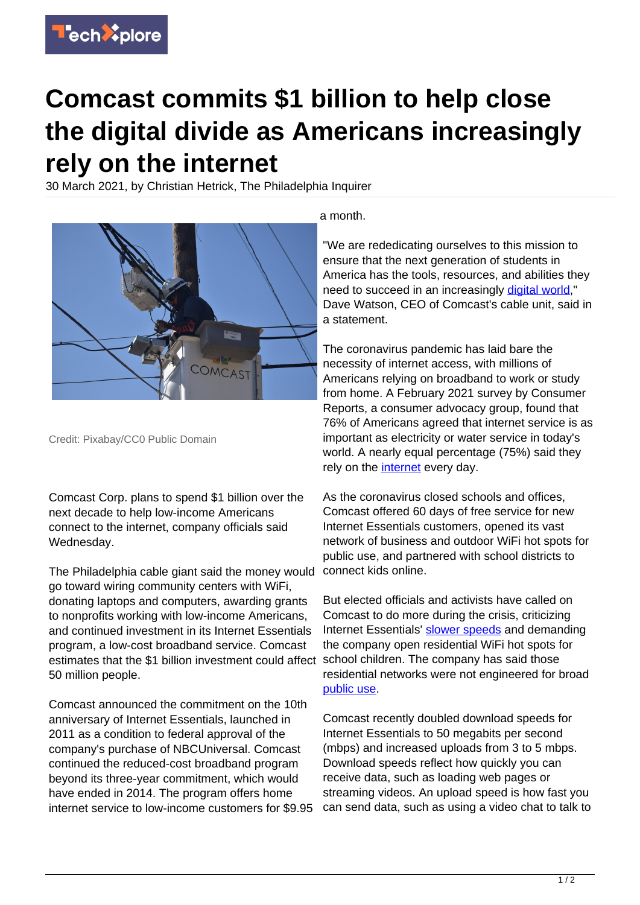# Comcast commits $1 billion to help close the digital divide as Americans increasingly rely on the internet

30 March 2021, by Christian Hetrick, The Philadelphia Inquirer

Credit: Pixabay/CC0 Public Domain

Comcast Corp. plans to spend $1 billion over the next decade to help low-income Americans connect to the internet, company officials said Wednesday.

The Philadelphia cable giant said the money would go toward wiring community centers with WiFi, donating laptops and computers, awarding grants to nonprofits working with low-income Americans, and continued investment in its Internet Essentials program, a low-cost broadband service. Comcast estimates that the $1 billion investment could affect 50 million people.

Comcast announced the commitment on the 10th anniversary of Internet Essentials, launched in 2011 as a condition to federal approval of the company's purchase of NBCUniversal. Comcast continued the reduced-cost broadband program beyond its three-year commitment, which would have ended in 2014. The program offers home internet service to low-income customers for $9.95 a month.

"We are rededicating ourselves to this mission to ensure that the next generation of students in America has the tools, resources, and abilities they need to succeed in an increasingly digital world," Dave Watson, CEO of Comcast's cable unit, said in a statement.

The coronavirus pandemic has laid bare the necessity of internet access, with millions of Americans relying on broadband to work or study from home. A February 2021 survey by Consumer Reports, a consumer advocacy group, found that 76% of Americans agreed that internet service is as important as electricity or water service in today's world. A nearly equal percentage (75%) said they rely on the internet every day.

As the coronavirus closed schools and offices, Comcast offered 60 days of free service for new Internet Essentials customers, opened its vast network of business and outdoor WiFi hot spots for public use, and partnered with school districts to connect kids online.

But elected officials and activists have called on Comcast to do more during the crisis, criticizing Internet Essentials' slower speeds and demanding the company open residential WiFi hot spots for school children. The company has said those residential networks were not engineered for broad public use.

Comcast recently doubled download speeds for Internet Essentials to 50 megabits per second (mbps) and increased uploads from 3 to 5 mbps. Download speeds reflect how quickly you can receive data, such as loading web pages or streaming videos. An upload speed is how fast you can send data, such as using a video chat to talk to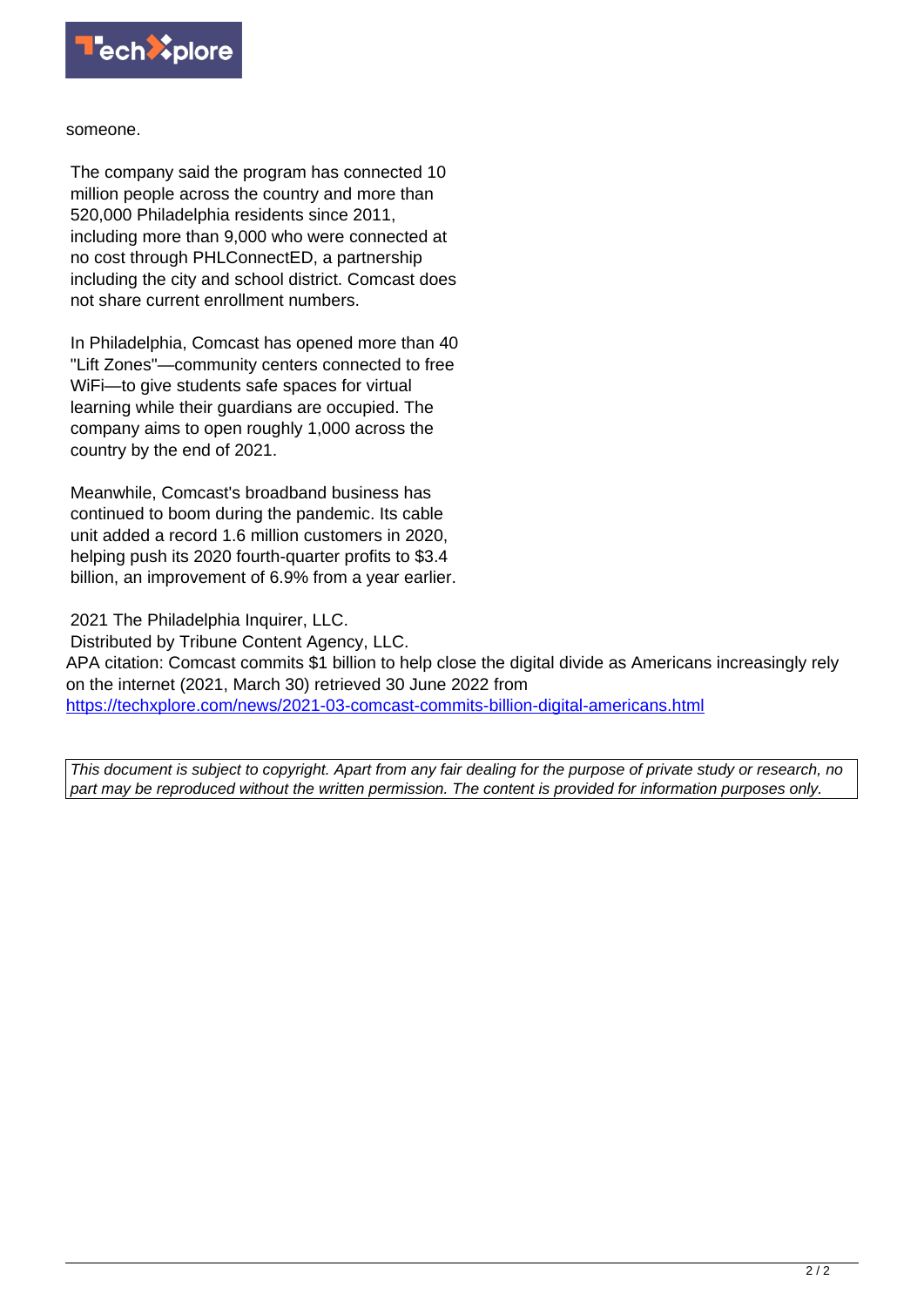someone.

The company said the program has connected 10 million people across the country and more than 520,000 Philadelphia residents since 2011, including more than 9,000 who were connected at no cost through PHLConnectED, a partnership including the city and school district. Comcast does not share current enrollment numbers.

In Philadelphia, Comcast has opened more than 40 "Lift Zones"—community centers connected to free WiFi—to give students safe spaces for virtual learning while their guardians are occupied. The company aims to open roughly 1,000 across the country by the end of 2021.

Meanwhile, Comcast's broadband business has continued to boom during the pandemic. Its cable unit added a record 1.6 million customers in 2020, helping push its 2020 fourth-quarter profits to $3.4 billion, an improvement of 6.9% from a year earlier.

2021 The Philadelphia Inquirer, LLC.
Distributed by Tribune Content Agency, LLC.

APA citation: Comcast commits $1 billion to help close the digital divide as Americans increasingly rely on the internet (2021, March 30) retrieved 30 June 2022 from https://techxplore.com/news/2021-03-comcast-commits-billion-digital-americans.html

*This document is subject to copyright. Apart from any fair dealing for the purpose of private study or research, no part may be reproduced without the written permission. The content is provided for information purposes only.*